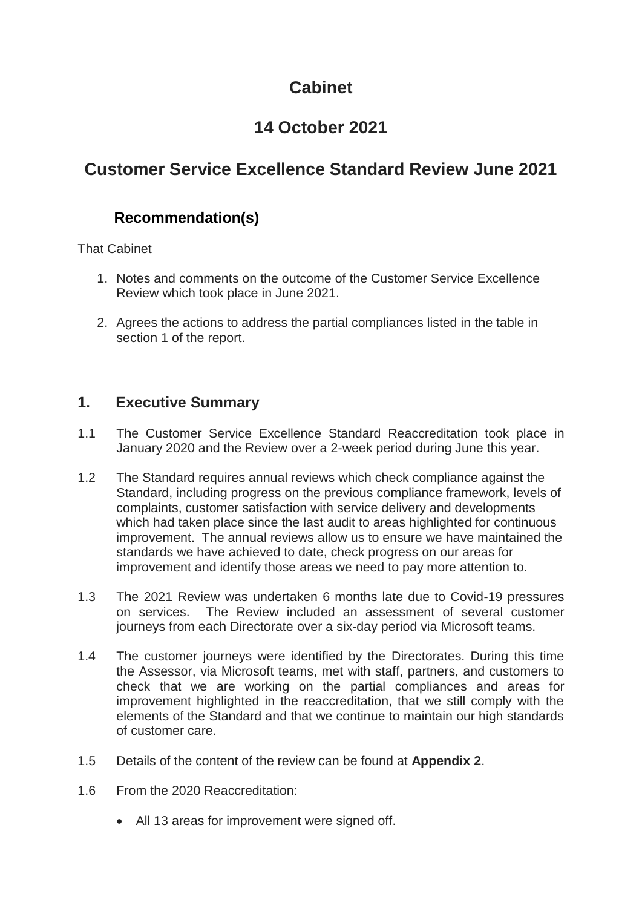# Cabinet

# 14 October 2021

# Customer Service Excellence Standard Review June 2021

## Recommendation(s)

That Cabinet

1. Notes and comments on the outcome of the Customer Service Excellence Review which took place in June 2021.
2. Agrees the actions to address the partial compliances listed in the table in section 1 of the report.

## 1. Executive Summary

1.1 The Customer Service Excellence Standard Reaccreditation took place in January 2020 and the Review over a 2-week period during June this year.

1.2 The Standard requires annual reviews which check compliance against the Standard, including progress on the previous compliance framework, levels of complaints, customer satisfaction with service delivery and developments which had taken place since the last audit to areas highlighted for continuous improvement. The annual reviews allow us to ensure we have maintained the standards we have achieved to date, check progress on our areas for improvement and identify those areas we need to pay more attention to.

1.3 The 2021 Review was undertaken 6 months late due to Covid-19 pressures on services. The Review included an assessment of several customer journeys from each Directorate over a six-day period via Microsoft teams.

1.4 The customer journeys were identified by the Directorates. During this time the Assessor, via Microsoft teams, met with staff, partners, and customers to check that we are working on the partial compliances and areas for improvement highlighted in the reaccreditation, that we still comply with the elements of the Standard and that we continue to maintain our high standards of customer care.

1.5 Details of the content of the review can be found at **Appendix 2**.

1.6 From the 2020 Reaccreditation:

- All 13 areas for improvement were signed off.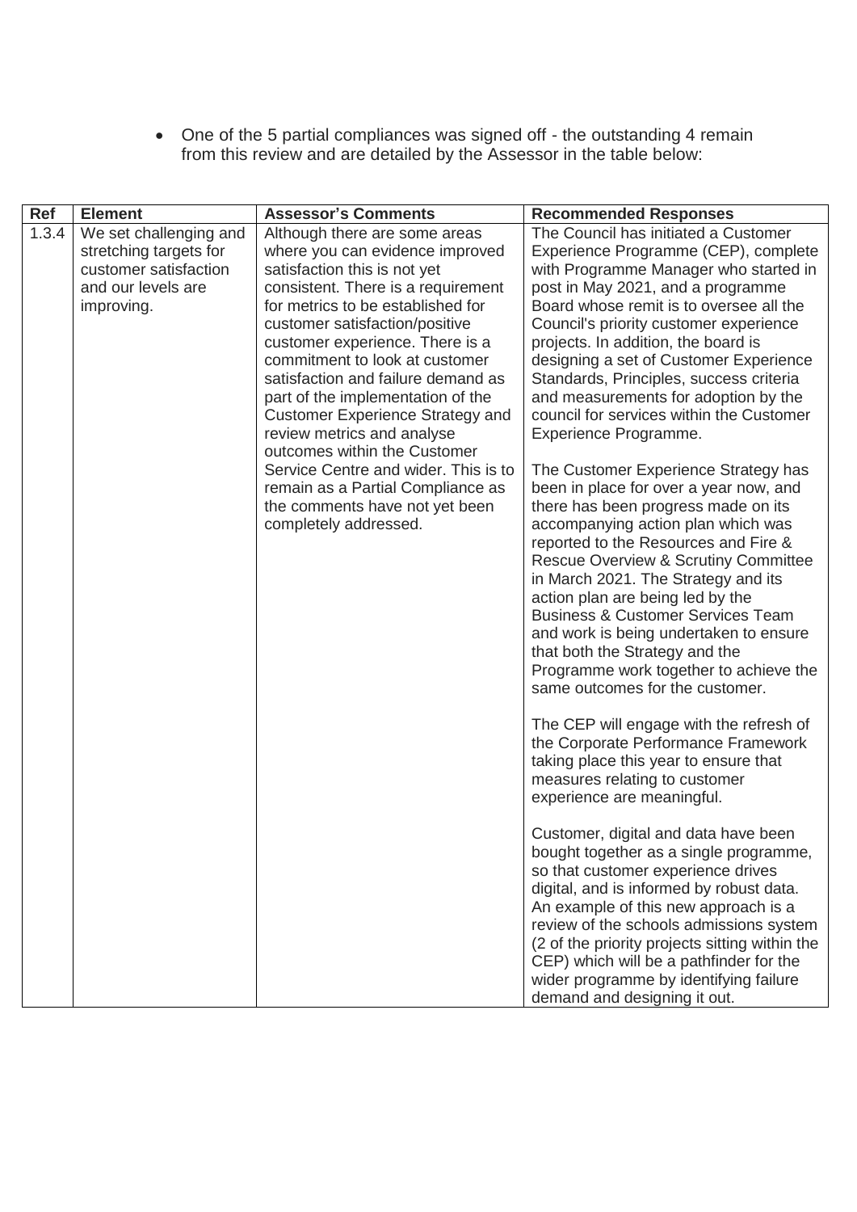- One of the 5 partial compliances was signed off - the outstanding 4 remain from this review and are detailed by the Assessor in the table below:

| Ref | Element | Assessor's Comments | Recommended Responses |
|---|---|---|---|
| 1.3.4 | We set challenging and stretching targets for customer satisfaction and our levels are improving. | Although there are some areas where you can evidence improved satisfaction this is not yet consistent. There is a requirement for metrics to be established for customer satisfaction/positive customer experience. There is a commitment to look at customer satisfaction and failure demand as part of the implementation of the Customer Experience Strategy and review metrics and analyse outcomes within the Customer Service Centre and wider. This is to remain as a Partial Compliance as the comments have not yet been completely addressed. | The Council has initiated a Customer Experience Programme (CEP), complete with Programme Manager who started in post in May 2021, and a programme Board whose remit is to oversee all the Council's priority customer experience projects. In addition, the board is designing a set of Customer Experience Standards, Principles, success criteria and measurements for adoption by the council for services within the Customer Experience Programme.<br><br>The Customer Experience Strategy has been in place for over a year now, and there has been progress made on its accompanying action plan which was reported to the Resources and Fire & Rescue Overview & Scrutiny Committee in March 2021. The Strategy and its action plan are being led by the Business & Customer Services Team and work is being undertaken to ensure that both the Strategy and the Programme work together to achieve the same outcomes for the customer.<br><br>The CEP will engage with the refresh of the Corporate Performance Framework taking place this year to ensure that measures relating to customer experience are meaningful.<br><br>Customer, digital and data have been bought together as a single programme, so that customer experience drives digital, and is informed by robust data. An example of this new approach is a review of the schools admissions system (2 of the priority projects sitting within the CEP) which will be a pathfinder for the wider programme by identifying failure demand and designing it out. |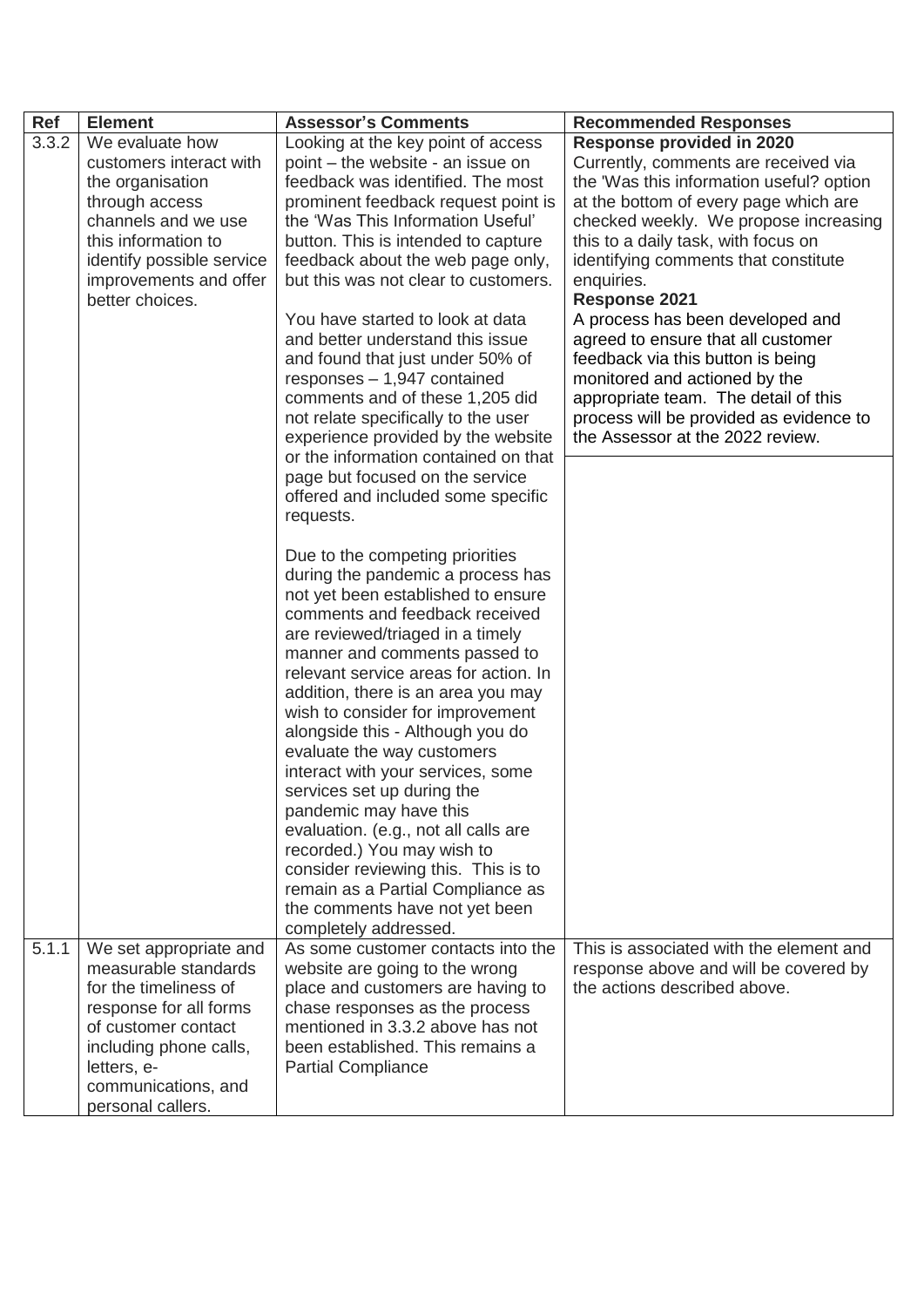| Ref | Element | Assessor's Comments | Recommended Responses |
|---|---|---|---|
| 3.3.2 | We evaluate how customers interact with the organisation through access channels and we use this information to identify possible service improvements and offer better choices. | Looking at the key point of access point – the website - an issue on feedback was identified. The most prominent feedback request point is the 'Was This Information Useful' button. This is intended to capture feedback about the web page only, but this was not clear to customers.<br><br>You have started to look at data and better understand this issue and found that just under 50% of responses – 1,947 contained comments and of these 1,205 did not relate specifically to the user experience provided by the website or the information contained on that page but focused on the service offered and included some specific requests.<br><br>Due to the competing priorities during the pandemic a process has not yet been established to ensure comments and feedback received are reviewed/triaged in a timely manner and comments passed to relevant service areas for action. In addition, there is an area you may wish to consider for improvement alongside this - Although you do evaluate the way customers interact with your services, some services set up during the pandemic may have this evaluation. (e.g., not all calls are recorded.) You may wish to consider reviewing this. This is to remain as a Partial Compliance as the comments have not yet been completely addressed. | **Response provided in 2020**<br>Currently, comments are received via the 'Was this information useful? option at the bottom of every page which are checked weekly. We propose increasing this to a daily task, with focus on identifying comments that constitute enquiries.<br>**Response 2021**<br>A process has been developed and agreed to ensure that all customer feedback via this button is being monitored and actioned by the appropriate team. The detail of this process will be provided as evidence to the Assessor at the 2022 review. |
| 5.1.1 | We set appropriate and measurable standards for the timeliness of response for all forms of customer contact including phone calls, letters, e-communications, and personal callers. | As some customer contacts into the website are going to the wrong place and customers are having to chase responses as the process mentioned in 3.3.2 above has not been established. This remains a Partial Compliance | This is associated with the element and response above and will be covered by the actions described above. |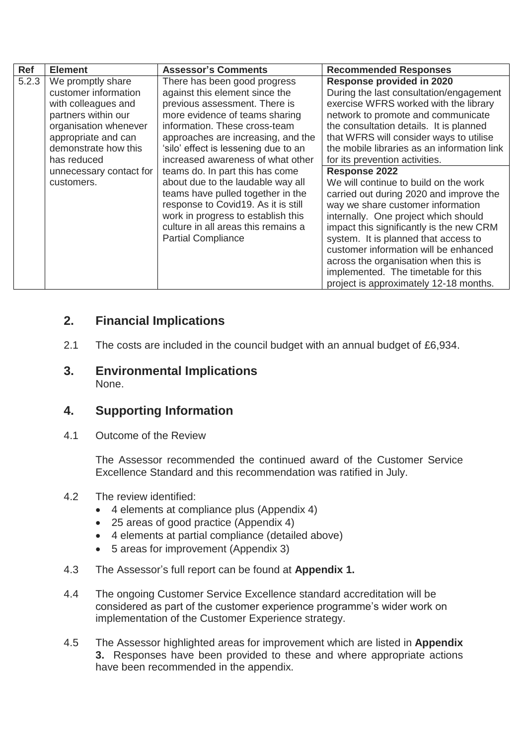| Ref | Element | Assessor's Comments | Recommended Responses |
|---|---|---|---|
| 5.2.3 | We promptly share customer information with colleagues and partners within our organisation whenever appropriate and can demonstrate how this has reduced unnecessary contact for customers. | There has been good progress against this element since the previous assessment. There is more evidence of teams sharing information. These cross-team approaches are increasing, and the 'silo' effect is lessening due to an increased awareness of what other teams do. In part this has come about due to the laudable way all teams have pulled together in the response to Covid19. As it is still work in progress to establish this culture in all areas this remains a Partial Compliance | **Response provided in 2020** During the last consultation/engagement exercise WFRS worked with the library network to promote and communicate the consultation details. It is planned that WFRS will consider ways to utilise the mobile libraries as an information link for its prevention activities. **Response 2022** We will continue to build on the work carried out during 2020 and improve the way we share customer information internally. One project which should impact this significantly is the new CRM system. It is planned that access to customer information will be enhanced across the organisation when this is implemented. The timetable for this project is approximately 12-18 months. |

## 2. Financial Implications

2.1 The costs are included in the council budget with an annual budget of £6,934.

## 3. Environmental Implications

None.

## 4. Supporting Information

4.1 Outcome of the Review

The Assessor recommended the continued award of the Customer Service Excellence Standard and this recommendation was ratified in July.

4.2 The review identified:

- 4 elements at compliance plus (Appendix 4)
- 25 areas of good practice (Appendix 4)
- 4 elements at partial compliance (detailed above)
- 5 areas for improvement (Appendix 3)

4.3 The Assessor's full report can be found at **Appendix 1.**

4.4 The ongoing Customer Service Excellence standard accreditation will be considered as part of the customer experience programme's wider work on implementation of the Customer Experience strategy.

4.5 The Assessor highlighted areas for improvement which are listed in **Appendix 3.** Responses have been provided to these and where appropriate actions have been recommended in the appendix.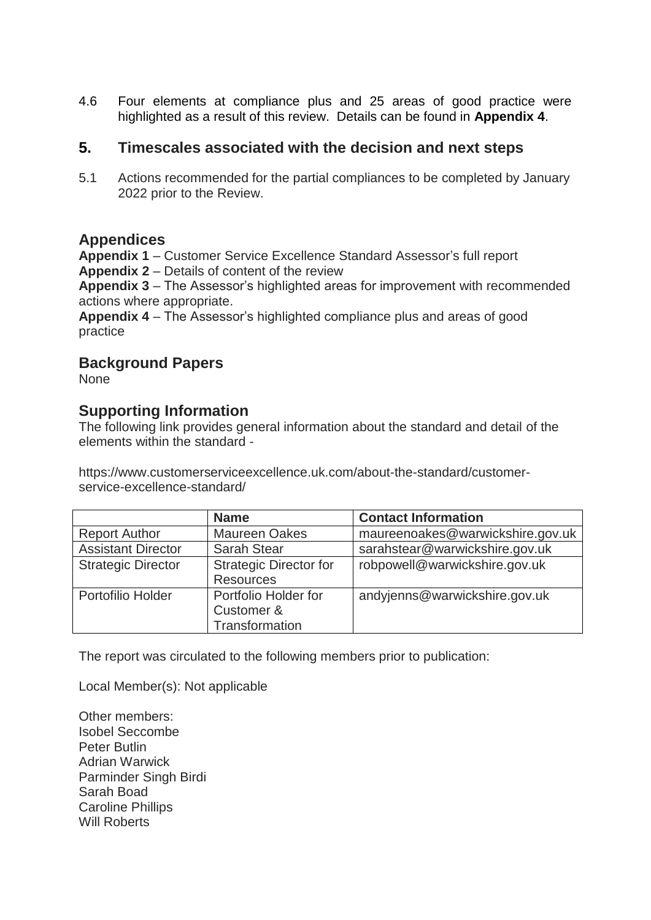4.6 Four elements at compliance plus and 25 areas of good practice were highlighted as a result of this review. Details can be found in **Appendix 4**.

## 5. Timescales associated with the decision and next steps

5.1 Actions recommended for the partial compliances to be completed by January 2022 prior to the Review.

## Appendices

**Appendix 1** – Customer Service Excellence Standard Assessor's full report
**Appendix 2** – Details of content of the review
**Appendix 3** – The Assessor's highlighted areas for improvement with recommended actions where appropriate.
**Appendix 4** – The Assessor's highlighted compliance plus and areas of good practice

## Background Papers

None

## Supporting Information

The following link provides general information about the standard and detail of the elements within the standard -

https://www.customerserviceexcellence.uk.com/about-the-standard/customer-service-excellence-standard/

| | **Name** | **Contact Information** |
|---|---|---|
| Report Author | Maureen Oakes | maureenoakes@warwickshire.gov.uk |
| Assistant Director | Sarah Stear | sarahstear@warwickshire.gov.uk |
| Strategic Director | Strategic Director for Resources | robpowell@warwickshire.gov.uk |
| Portofilio Holder | Portfolio Holder for Customer & Transformation | andyjenns@warwickshire.gov.uk |

The report was circulated to the following members prior to publication:

Local Member(s): Not applicable

Other members:
Isobel Seccombe
Peter Butlin
Adrian Warwick
Parminder Singh Birdi
Sarah Boad
Caroline Phillips
Will Roberts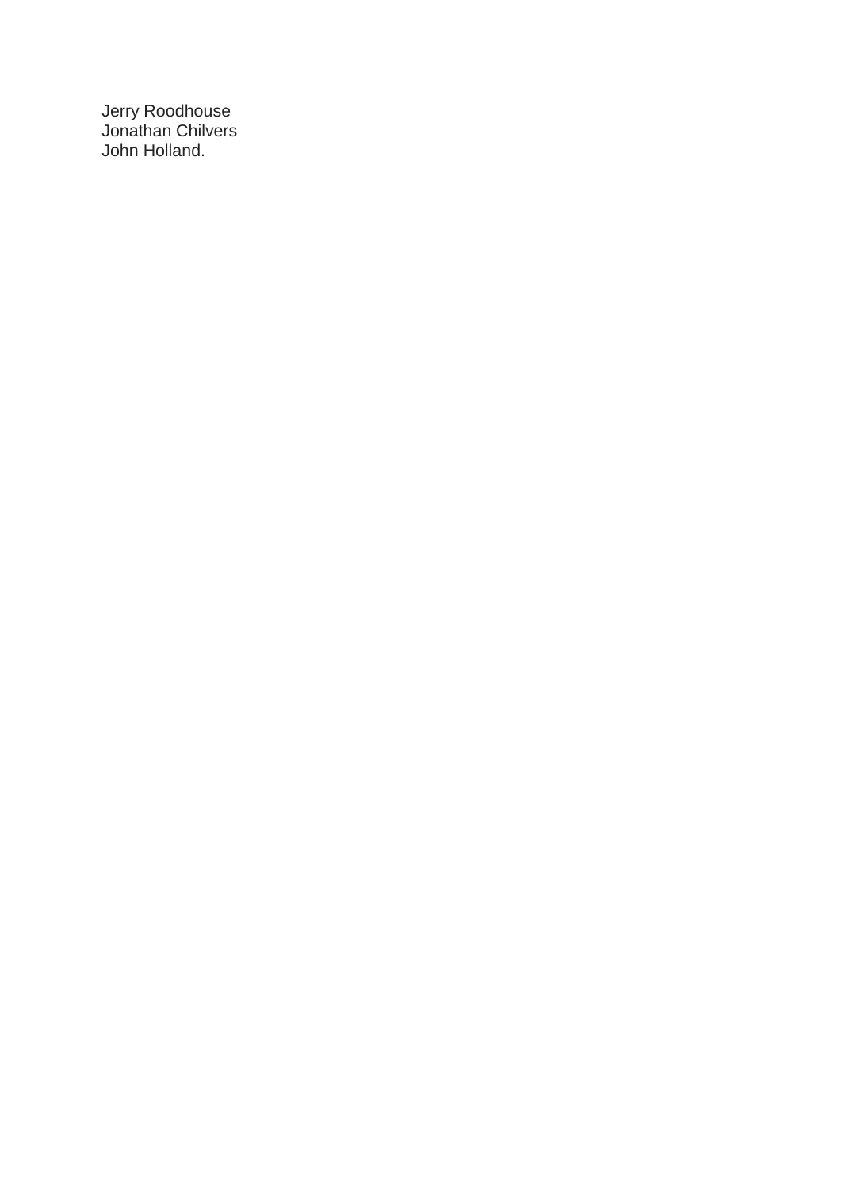Jerry Roodhouse
Jonathan Chilvers
John Holland.